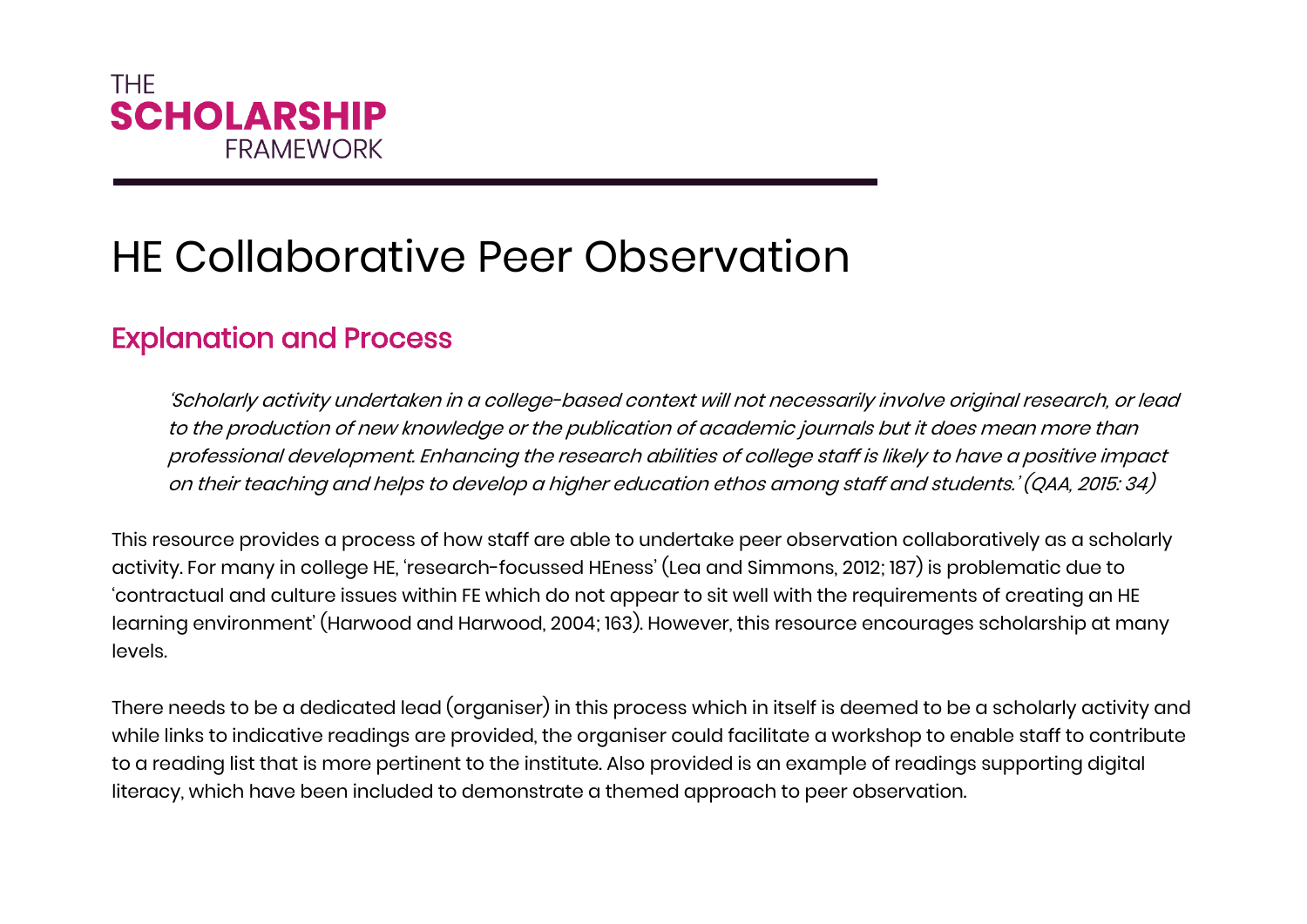THE
**SCHOLARSHIP**
FRAMEWORK

# HE Collaborative Peer Observation

## Explanation and Process

> *'Scholarly activity undertaken in a college-based context will not necessarily involve original research, or lead to the production of new knowledge or the publication of academic journals but it does mean more than professional development. Enhancing the research abilities of college staff is likely to have a positive impact on their teaching and helps to develop a higher education ethos among staff and students.' (QAA, 2015: 34)*

This resource provides a process of how staff are able to undertake peer observation collaboratively as a scholarly activity. For many in college HE, 'research-focussed HEness' (Lea and Simmons, 2012; 187) is problematic due to 'contractual and culture issues within FE which do not appear to sit well with the requirements of creating an HE learning environment' (Harwood and Harwood, 2004; 163). However, this resource encourages scholarship at many levels.

There needs to be a dedicated lead (organiser) in this process which in itself is deemed to be a scholarly activity and while links to indicative readings are provided, the organiser could facilitate a workshop to enable staff to contribute to a reading list that is more pertinent to the institute. Also provided is an example of readings supporting digital literacy, which have been included to demonstrate a themed approach to peer observation.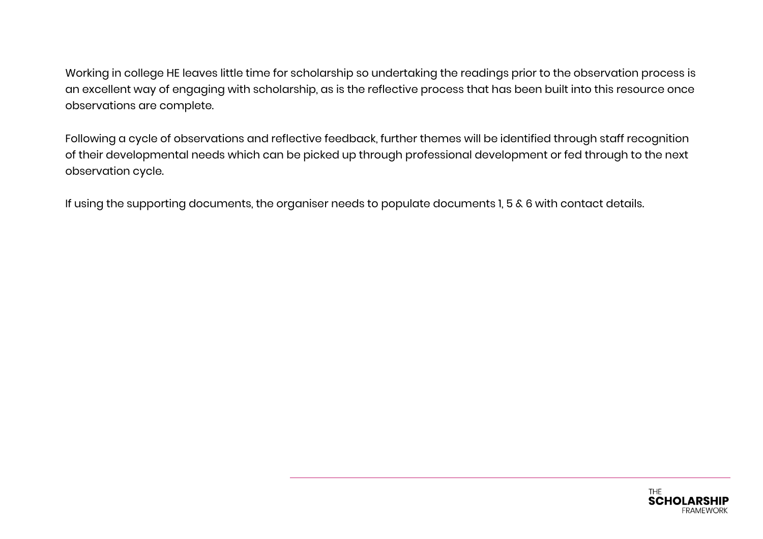Working in college HE leaves little time for scholarship so undertaking the readings prior to the observation process is an excellent way of engaging with scholarship, as is the reflective process that has been built into this resource once observations are complete.

Following a cycle of observations and reflective feedback, further themes will be identified through staff recognition of their developmental needs which can be picked up through professional development or fed through to the next observation cycle.

If using the supporting documents, the organiser needs to populate documents 1, 5 & 6 with contact details.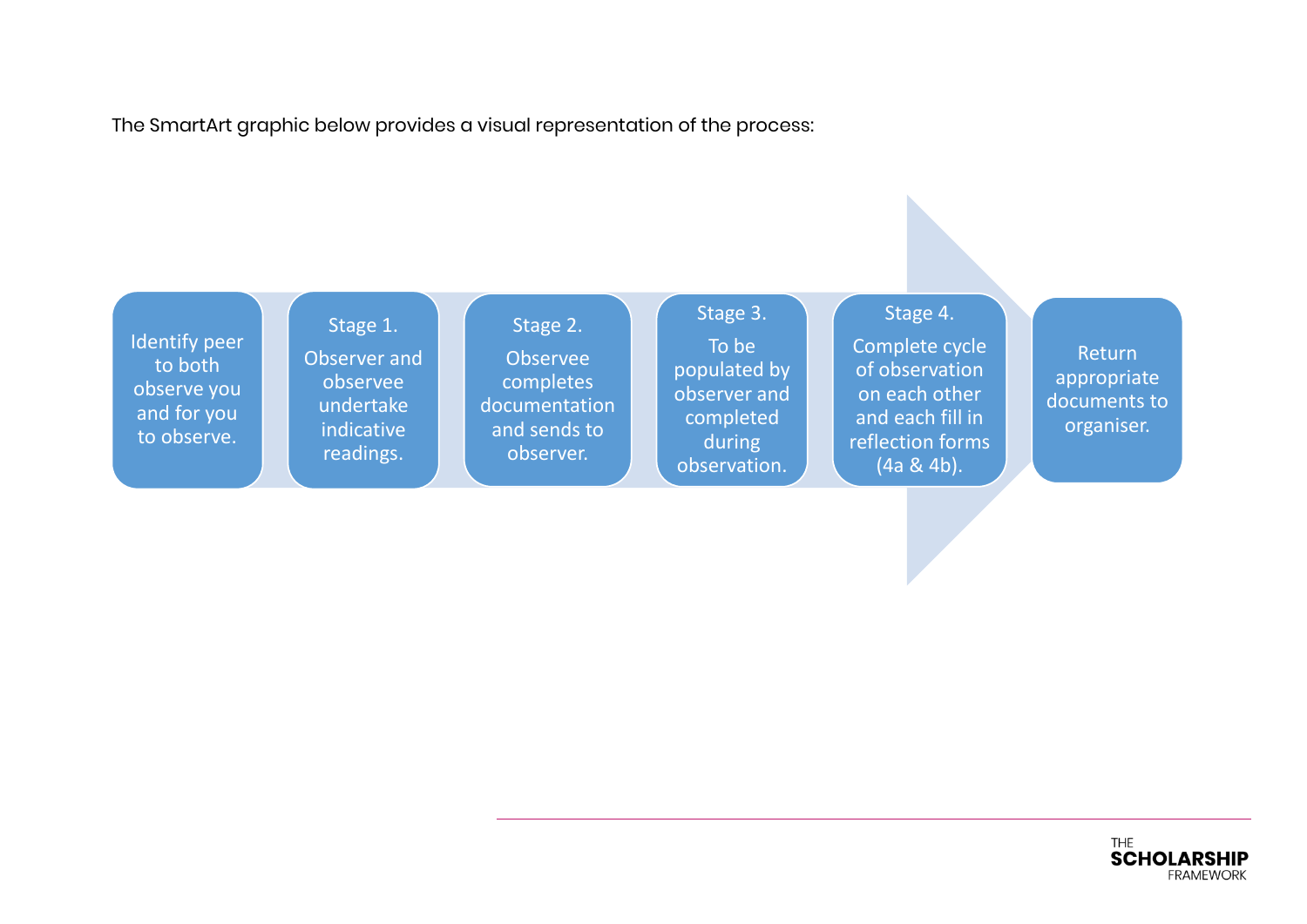The SmartArt graphic below provides a visual representation of the process:

Identify peer to both observe you and for you to observe.

Stage 1.
Observer and observee undertake indicative readings.

Stage 2.
Observee completes documentation and sends to observer.

Stage 3.
To be populated by observer and completed during observation.

Stage 4.
Complete cycle of observation on each other and each fill in reflection forms (4a & 4b).

Return appropriate documents to organiser.